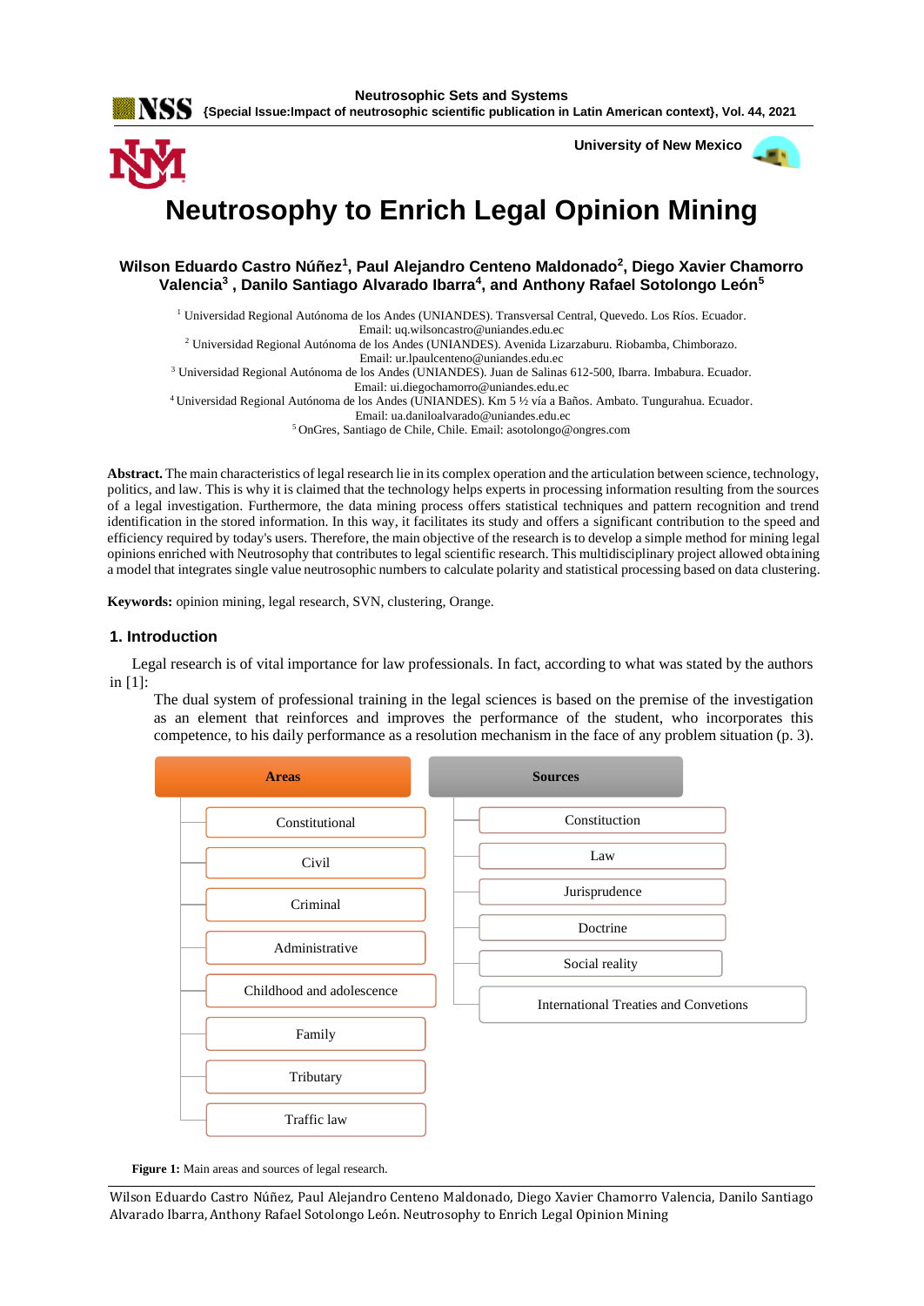# Neutrosophy to Enrich Legal Opinion Mining

**Wilson Eduardo Castro Núñez[1], Paul Alejandro Centeno Maldonado[2], Diego Xavier Chamorro Valencia[3] , Danilo Santiago Alvarado Ibarra[4], and Anthony Rafael Sotolongo León[5]**

[1] Universidad Regional Autónoma de los Andes (UNIANDES). Transversal Central, Quevedo. Los Ríos. Ecuador. Email: uq.wilsoncastro@uniandes.edu.ec

[2] Universidad Regional Autónoma de los Andes (UNIANDES). Avenida Lizarzaburu. Riobamba, Chimborazo. Email: ur.lpaulcenteno@uniandes.edu.ec

[3] Universidad Regional Autónoma de los Andes (UNIANDES). Juan de Salinas 612-500, Ibarra. Imbabura. Ecuador. Email: ui.diegochamorro@uniandes.edu.ec

[4] Universidad Regional Autónoma de los Andes (UNIANDES). Km 5 ½ vía a Baños. Ambato. Tungurahua. Ecuador. Email: ua.daniloalvarado@uniandes.edu.ec

[5] OnGres, Santiago de Chile, Chile. Email: asotolongo@ongres.com

**Abstract.** The main characteristics of legal research lie in its complex operation and the articulation between science, technology, politics, and law. This is why it is claimed that the technology helps experts in processing information resulting from the sources of a legal investigation. Furthermore, the data mining process offers statistical techniques and pattern recognition and trend identification in the stored information. In this way, it facilitates its study and offers a significant contribution to the speed and efficiency required by today's users. Therefore, the main objective of the research is to develop a simple method for mining legal opinions enriched with Neutrosophy that contributes to legal scientific research. This multidisciplinary project allowed obtaining a model that integrates single value neutrosophic numbers to calculate polarity and statistical processing based on data clustering.

**Keywords:** opinion mining, legal research, SVN, clustering, Orange.

## 1. Introduction

Legal research is of vital importance for law professionals. In fact, according to what was stated by the authors in [1]:

> The dual system of professional training in the legal sciences is based on the premise of the investigation as an element that reinforces and improves the performance of the student, who incorporates this competence, to his daily performance as a resolution mechanism in the face of any problem situation (p. 3).

| Areas | Sources |
|---|---|
| Constitutional | Constituction |
| Civil | Law |
| Criminal | Jurisprudence |
| Administrative | Doctrine |
| Childhood and adolescence | Social reality |
| Family | International Treaties and Convetions |
| Tributary | |
| Traffic law | |

**Figure 1:** Main areas and sources of legal research.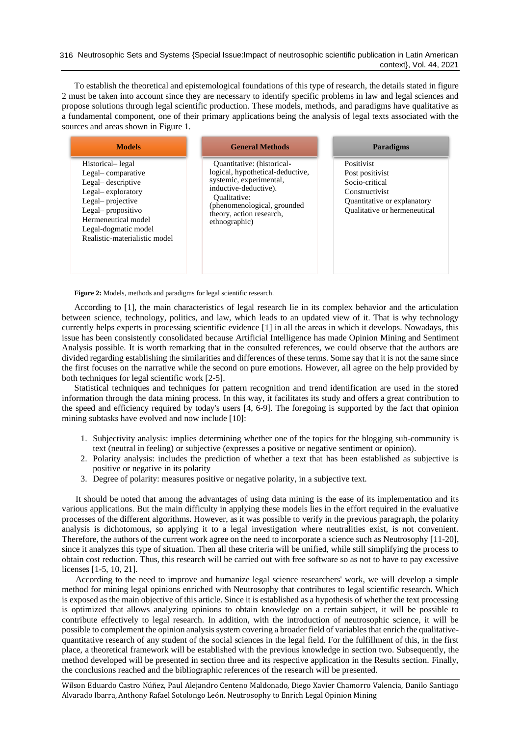To establish the theoretical and epistemological foundations of this type of research, the details stated in figure 2 must be taken into account since they are necessary to identify specific problems in law and legal sciences and propose solutions through legal scientific production. These models, methods, and paradigms have qualitative as a fundamental component, one of their primary applications being the analysis of legal texts associated with the sources and areas shown in Figure 1.

| Models | General Methods | Paradigms |
|---|---|---|
| Historical– legal<br>Legal– comparative<br>Legal– descriptive<br>Legal– exploratory<br>Legal– projective<br>Legal– propositivo<br>Hermeneutical model<br>Legal-dogmatic model<br>Realistic-materialistic model | Quantitative: (historical-logical, hypothetical-deductive, systemic, experimental, inductive-deductive).<br>Qualitative: (phenomenological, grounded theory, action research, ethnographic) | Positivist<br>Post positivist<br>Socio-critical<br>Constructivist<br>Quantitative or explanatory<br>Qualitative or hermeneutical |

**Figure 2:** Models, methods and paradigms for legal scientific research.

According to [1], the main characteristics of legal research lie in its complex behavior and the articulation between science, technology, politics, and law, which leads to an updated view of it. That is why technology currently helps experts in processing scientific evidence [1] in all the areas in which it develops. Nowadays, this issue has been consistently consolidated because Artificial Intelligence has made Opinion Mining and Sentiment Analysis possible. It is worth remarking that in the consulted references, we could observe that the authors are divided regarding establishing the similarities and differences of these terms. Some say that it is not the same since the first focuses on the narrative while the second on pure emotions. However, all agree on the help provided by both techniques for legal scientific work [2-5].

Statistical techniques and techniques for pattern recognition and trend identification are used in the stored information through the data mining process. In this way, it facilitates its study and offers a great contribution to the speed and efficiency required by today's users [4, 6-9]. The foregoing is supported by the fact that opinion mining subtasks have evolved and now include [10]:

1. Subjectivity analysis: implies determining whether one of the topics for the blogging sub-community is text (neutral in feeling) or subjective (expresses a positive or negative sentiment or opinion).
2. Polarity analysis: includes the prediction of whether a text that has been established as subjective is positive or negative in its polarity
3. Degree of polarity: measures positive or negative polarity, in a subjective text.

It should be noted that among the advantages of using data mining is the ease of its implementation and its various applications. But the main difficulty in applying these models lies in the effort required in the evaluative processes of the different algorithms. However, as it was possible to verify in the previous paragraph, the polarity analysis is dichotomous, so applying it to a legal investigation where neutralities exist, is not convenient. Therefore, the authors of the current work agree on the need to incorporate a science such as Neutrosophy [11-20], since it analyzes this type of situation. Then all these criteria will be unified, while still simplifying the process to obtain cost reduction. Thus, this research will be carried out with free software so as not to have to pay excessive licenses [1-5, 10, 21].

According to the need to improve and humanize legal science researchers' work, we will develop a simple method for mining legal opinions enriched with Neutrosophy that contributes to legal scientific research. Which is exposed as the main objective of this article. Since it is established as a hypothesis of whether the text processing is optimized that allows analyzing opinions to obtain knowledge on a certain subject, it will be possible to contribute effectively to legal research. In addition, with the introduction of neutrosophic science, it will be possible to complement the opinion analysis system covering a broader field of variables that enrich the qualitative-quantitative research of any student of the social sciences in the legal field. For the fulfillment of this, in the first place, a theoretical framework will be established with the previous knowledge in section two. Subsequently, the method developed will be presented in section three and its respective application in the Results section. Finally, the conclusions reached and the bibliographic references of the research will be presented.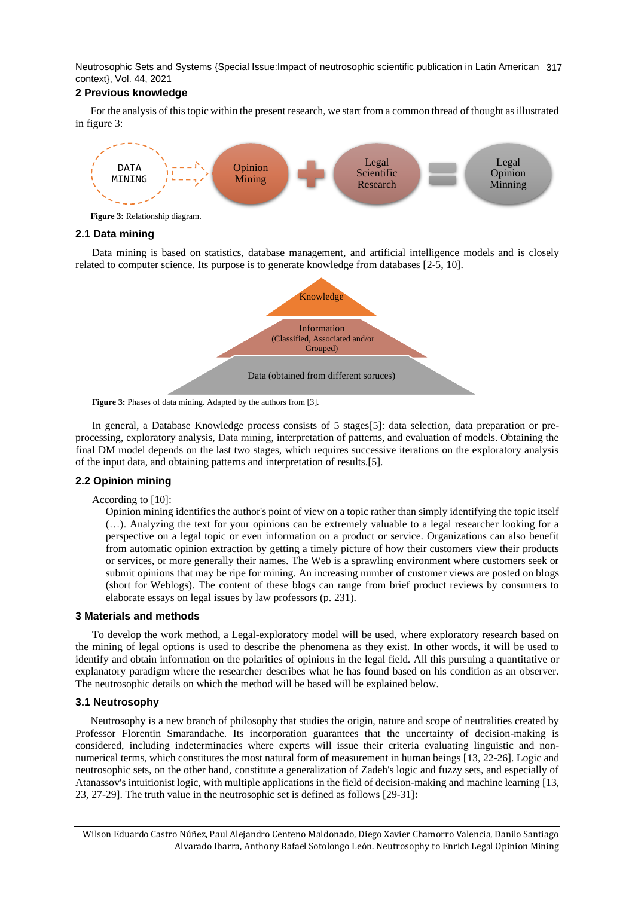## 2 Previous knowledge

For the analysis of this topic within the present research, we start from a common thread of thought as illustrated in figure 3:

**Figure 3:** Relationship diagram.

### 2.1 Data mining

Data mining is based on statistics, database management, and artificial intelligence models and is closely related to computer science. Its purpose is to generate knowledge from databases [2-5, 10].

**Figure 3:** Phases of data mining. Adapted by the authors from [3].

In general, a Database Knowledge process consists of 5 stages[5]: data selection, data preparation or pre-processing, exploratory analysis, Data mining, interpretation of patterns, and evaluation of models. Obtaining the final DM model depends on the last two stages, which requires successive iterations on the exploratory analysis of the input data, and obtaining patterns and interpretation of results.[5].

### 2.2 Opinion mining

According to [10]:

> Opinion mining identifies the author's point of view on a topic rather than simply identifying the topic itself (…). Analyzing the text for your opinions can be extremely valuable to a legal researcher looking for a perspective on a legal topic or even information on a product or service. Organizations can also benefit from automatic opinion extraction by getting a timely picture of how their customers view their products or services, or more generally their names. The Web is a sprawling environment where customers seek or submit opinions that may be ripe for mining. An increasing number of customer views are posted on blogs (short for Weblogs). The content of these blogs can range from brief product reviews by consumers to elaborate essays on legal issues by law professors (p. 231).

## 3 Materials and methods

To develop the work method, a Legal-exploratory model will be used, where exploratory research based on the mining of legal options is used to describe the phenomena as they exist. In other words, it will be used to identify and obtain information on the polarities of opinions in the legal field. All this pursuing a quantitative or explanatory paradigm where the researcher describes what he has found based on his condition as an observer. The neutrosophic details on which the method will be based will be explained below.

### 3.1 Neutrosophy

Neutrosophy is a new branch of philosophy that studies the origin, nature and scope of neutralities created by Professor Florentin Smarandache. Its incorporation guarantees that the uncertainty of decision-making is considered, including indeterminacies where experts will issue their criteria evaluating linguistic and non-numerical terms, which constitutes the most natural form of measurement in human beings [13, 22-26]. Logic and neutrosophic sets, on the other hand, constitute a generalization of Zadeh's logic and fuzzy sets, and especially of Atanassov's intuitionist logic, with multiple applications in the field of decision-making and machine learning [13, 23, 27-29]. The truth value in the neutrosophic set is defined as follows [29-31]**:**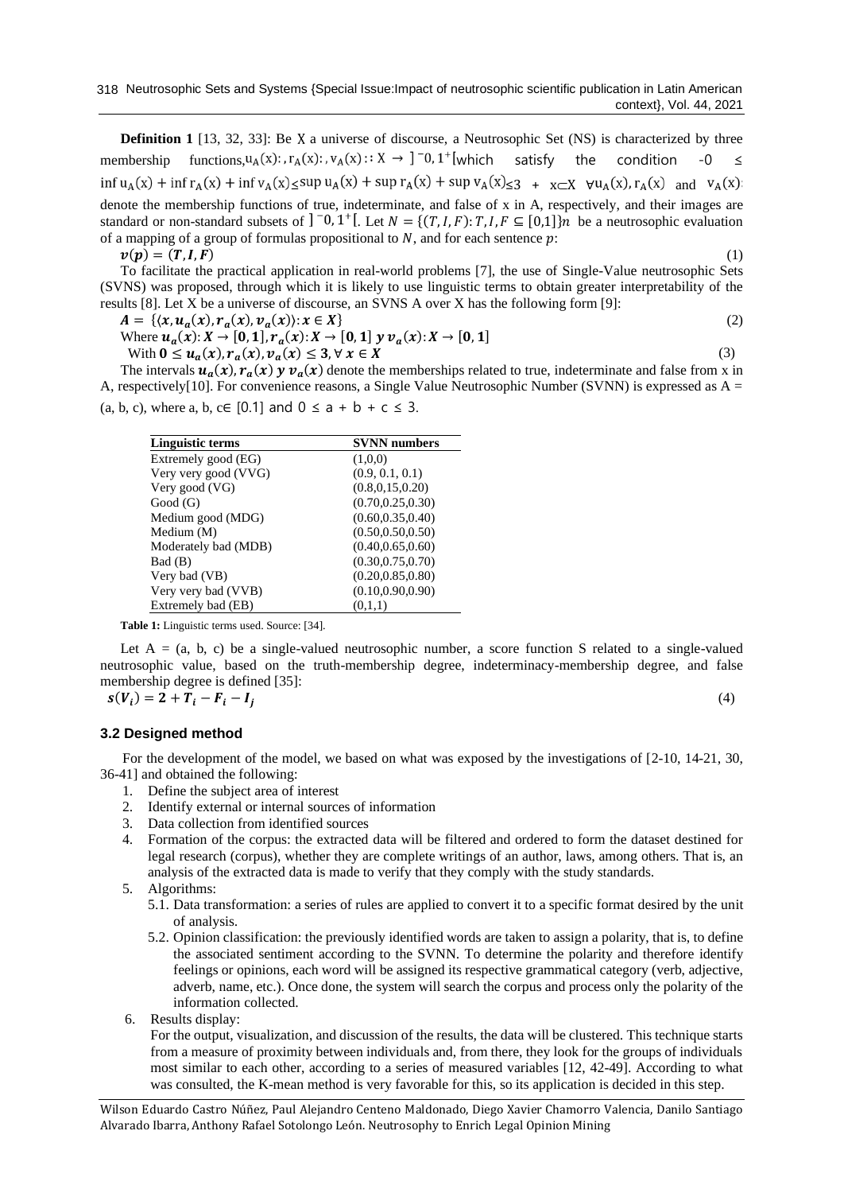**Definition 1** [13, 32, 33]: Be X a universe of discourse, a Neutrosophic Set (NS) is characterized by three membership functions, $u_A(x):, r_A(x):, v_A(x):: X \rightarrow ]^{-}0, 1^{+}[$ which satisfy the condition $-0 \leq \inf u_A(x) + \inf r_A(x) + \inf v_A(x) \leq \sup u_A(x) + \sup r_A(x) + \sup v_A(x) \leq 3^{+}$ $x \subset X$ $\forall u_A(x), r_A(x)$ and $v_A(x)$: denote the membership functions of true, indeterminate, and false of x in A, respectively, and their images are standard or non-standard subsets of $]^{-}0, 1^{+}[$. Let $N = \{(T, I, F): T, I, F \subseteq [0,1]\}n$ be a neutrosophic evaluation of a mapping of a group of formulas propositional to $N$, and for each sentence $p$:

$$v(p) = (T, I, F) \quad (1)$$

To facilitate the practical application in real-world problems [7], the use of Single-Value neutrosophic Sets (SVNS) was proposed, through which it is likely to use linguistic terms to obtain greater interpretability of the results [8]. Let X be a universe of discourse, an SVNS A over X has the following form [9]:

$$A = \{\langle x, u_a(x), r_a(x), v_a(x) \rangle : x \in X\} \quad (2)$$

Where $u_a(x): X \rightarrow [0, 1], r_a(x): X \rightarrow [0, 1]$ y $v_a(x): X \rightarrow [0, 1]$

With $0 \leq u_a(x), r_a(x), v_a(x) \leq 3, \forall x \in X$ (3)

The intervals $u_a(x), r_a(x)$ y $v_a(x)$ denote the memberships related to true, indeterminate and false from x in A, respectively[10]. For convenience reasons, a Single Value Neutrosophic Number (SVNN) is expressed as A = (a, b, c), where a, b, c∈ [0.1] and $0 \leq a + b + c \leq 3$.

| Linguistic terms | SVNN numbers |
|---|---|
| Extremely good (EG) | (1,0,0) |
| Very very good (VVG) | (0.9, 0.1, 0.1) |
| Very good (VG) | (0.8,0,15,0.20) |
| Good (G) | (0.70,0.25,0.30) |
| Medium good (MDG) | (0.60,0.35,0.40) |
| Medium (M) | (0.50,0.50,0.50) |
| Moderately bad (MDB) | (0.40,0.65,0.60) |
| Bad (B) | (0.30,0.75,0.70) |
| Very bad (VB) | (0.20,0.85,0.80) |
| Very very bad (VVB) | (0.10,0.90,0.90) |
| Extremely bad (EB) | (0,1,1) |

**Table 1:** Linguistic terms used. Source: [34].

Let A = (a, b, c) be a single-valued neutrosophic number, a score function S related to a single-valued neutrosophic value, based on the truth-membership degree, indeterminacy-membership degree, and false membership degree is defined [35]:

$$s(V_i) = 2 + T_i - F_i - I_j \quad (4)$$

### 3.2 Designed method

For the development of the model, we based on what was exposed by the investigations of [2-10, 14-21, 30, 36-41] and obtained the following:

1. Define the subject area of interest
2. Identify external or internal sources of information
3. Data collection from identified sources
4. Formation of the corpus: the extracted data will be filtered and ordered to form the dataset destined for legal research (corpus), whether they are complete writings of an author, laws, among others. That is, an analysis of the extracted data is made to verify that they comply with the study standards.
5. Algorithms:
   - 5.1. Data transformation: a series of rules are applied to convert it to a specific format desired by the unit of analysis.
   - 5.2. Opinion classification: the previously identified words are taken to assign a polarity, that is, to define the associated sentiment according to the SVNN. To determine the polarity and therefore identify feelings or opinions, each word will be assigned its respective grammatical category (verb, adjective, adverb, name, etc.). Once done, the system will search the corpus and process only the polarity of the information collected.
6. Results display:

   For the output, visualization, and discussion of the results, the data will be clustered. This technique starts from a measure of proximity between individuals and, from there, they look for the groups of individuals most similar to each other, according to a series of measured variables [12, 42-49]. According to what was consulted, the K-mean method is very favorable for this, so its application is decided in this step.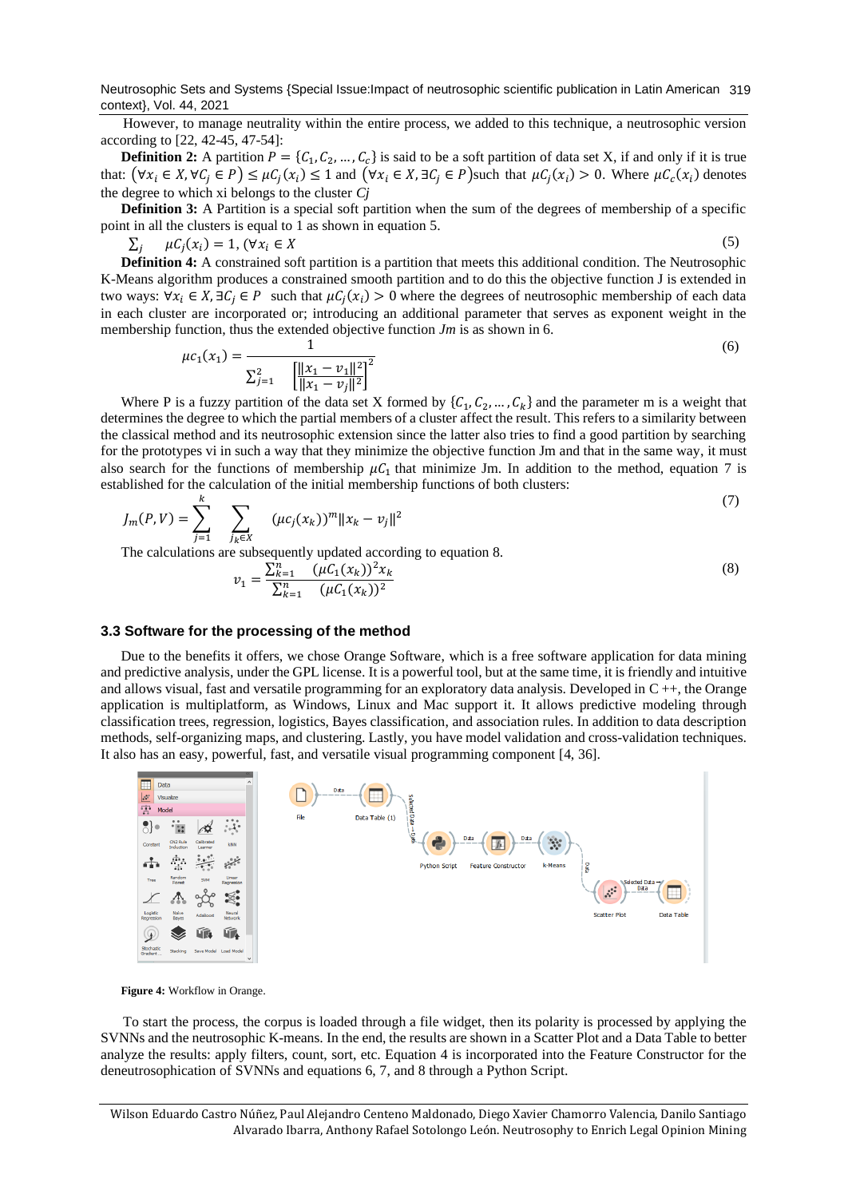However, to manage neutrality within the entire process, we added to this technique, a neutrosophic version according to [22, 42-45, 47-54]:

**Definition 2:** A partition $P = \{C_1, C_2, \ldots, C_c\}$ is said to be a soft partition of data set X, if and only if it is true that: $(\forall x_i \in X, \forall C_j \in P) \leq \mu C_j(x_i) \leq 1$ and $(\forall x_i \in X, \exists C_j \in P)$such that $\mu C_j(x_i) > 0$. Where $\mu C_c(x_i)$ denotes the degree to which xi belongs to the cluster *Cj*

**Definition 3:** A Partition is a special soft partition when the sum of the degrees of membership of a specific point in all the clusters is equal to 1 as shown in equation 5.

$$\sum_j \quad \mu C_j(x_i) = 1, (\forall x_i \in X \tag{5}$$

**Definition 4:** A constrained soft partition is a partition that meets this additional condition. The Neutrosophic K-Means algorithm produces a constrained smooth partition and to do this the objective function J is extended in two ways: $\forall x_i \in X, \exists C_j \in P$ such that $\mu C_j(x_i) > 0$ where the degrees of neutrosophic membership of each data in each cluster are incorporated or; introducing an additional parameter that serves as exponent weight in the membership function, thus the extended objective function *Jm* is as shown in 6.

$$\mu c_1(x_1) = \frac{1}{\sum_{j=1}^{2} \quad \left[\frac{\|x_1 - v_1\|^2}{\|x_1 - v_j\|^2}\right]^2} \tag{6}$$

Where P is a fuzzy partition of the data set X formed by $\{C_1, C_2, \ldots, C_k\}$ and the parameter m is a weight that determines the degree to which the partial members of a cluster affect the result. This refers to a similarity between the classical method and its neutrosophic extension since the latter also tries to find a good partition by searching for the prototypes vi in such a way that they minimize the objective function Jm and that in the same way, it must also search for the functions of membership $\mu C_1$ that minimize Jm. In addition to the method, equation 7 is established for the calculation of the initial membership functions of both clusters:

$$J_m(P, V) = \sum_{j=1}^{k} \quad \sum_{j_k \in X} \quad (\mu c_j(x_k))^m \|x_k - v_j\|^2 \tag{7}$$

The calculations are subsequently updated according to equation 8.

$$v_1 = \frac{\sum_{k=1}^{n} \quad (\mu C_1(x_k))^2 x_k}{\sum_{k=1}^{n} \quad (\mu C_1(x_k))^2} \tag{8}$$

### 3.3 Software for the processing of the method

Due to the benefits it offers, we chose Orange Software, which is a free software application for data mining and predictive analysis, under the GPL license. It is a powerful tool, but at the same time, it is friendly and intuitive and allows visual, fast and versatile programming for an exploratory data analysis. Developed in C ++, the Orange application is multiplatform, as Windows, Linux and Mac support it. It allows predictive modeling through classification trees, regression, logistics, Bayes classification, and association rules. In addition to data description methods, self-organizing maps, and clustering. Lastly, you have model validation and cross-validation techniques. It also has an easy, powerful, fast, and versatile visual programming component [4, 36].

**Figure 4:** Workflow in Orange.

To start the process, the corpus is loaded through a file widget, then its polarity is processed by applying the SVNNs and the neutrosophic K-means. In the end, the results are shown in a Scatter Plot and a Data Table to better analyze the results: apply filters, count, sort, etc. Equation 4 is incorporated into the Feature Constructor for the deneutrosophication of SVNNs and equations 6, 7, and 8 through a Python Script.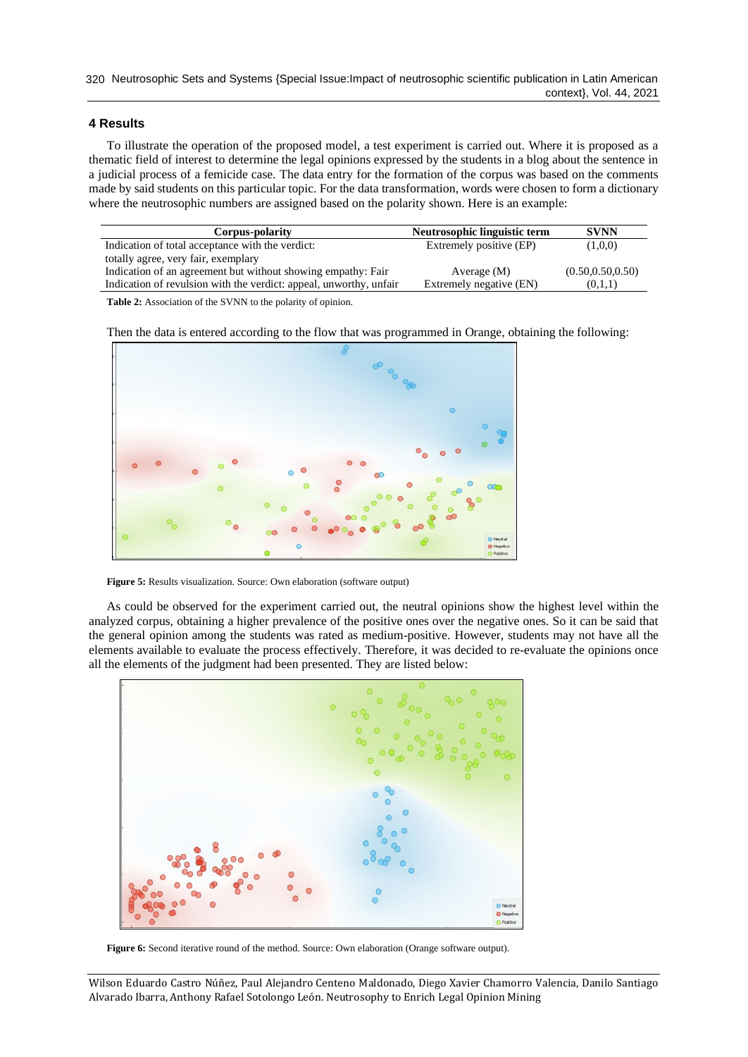## 4 Results

To illustrate the operation of the proposed model, a test experiment is carried out. Where it is proposed as a thematic field of interest to determine the legal opinions expressed by the students in a blog about the sentence in a judicial process of a femicide case. The data entry for the formation of the corpus was based on the comments made by said students on this particular topic. For the data transformation, words were chosen to form a dictionary where the neutrosophic numbers are assigned based on the polarity shown. Here is an example:

| Corpus-polarity | Neutrosophic linguistic term | SVNN |
|---|---|---|
| Indication of total acceptance with the verdict: totally agree, very fair, exemplary | Extremely positive (EP) | (1,0,0) |
| Indication of an agreement but without showing empathy: Fair | Average (M) | (0.50,0.50,0.50) |
| Indication of revulsion with the verdict: appeal, unworthy, unfair | Extremely negative (EN) | (0,1,1) |

**Table 2:** Association of the SVNN to the polarity of opinion.

Then the data is entered according to the flow that was programmed in Orange, obtaining the following:

**Figure 5:** Results visualization. Source: Own elaboration (software output)

As could be observed for the experiment carried out, the neutral opinions show the highest level within the analyzed corpus, obtaining a higher prevalence of the positive ones over the negative ones. So it can be said that the general opinion among the students was rated as medium-positive. However, students may not have all the elements available to evaluate the process effectively. Therefore, it was decided to re-evaluate the opinions once all the elements of the judgment had been presented. They are listed below:

**Figure 6:** Second iterative round of the method. Source: Own elaboration (Orange software output).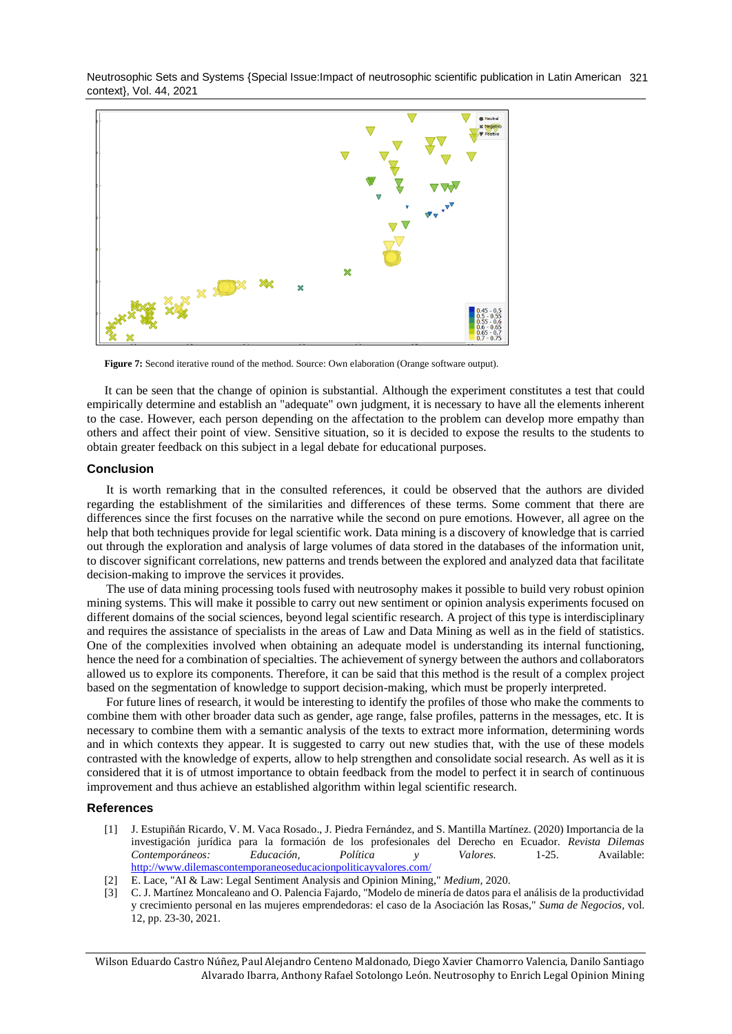**Figure 7:** Second iterative round of the method. Source: Own elaboration (Orange software output).

It can be seen that the change of opinion is substantial. Although the experiment constitutes a test that could empirically determine and establish an "adequate" own judgment, it is necessary to have all the elements inherent to the case. However, each person depending on the affectation to the problem can develop more empathy than others and affect their point of view. Sensitive situation, so it is decided to expose the results to the students to obtain greater feedback on this subject in a legal debate for educational purposes.

## Conclusion

It is worth remarking that in the consulted references, it could be observed that the authors are divided regarding the establishment of the similarities and differences of these terms. Some comment that there are differences since the first focuses on the narrative while the second on pure emotions. However, all agree on the help that both techniques provide for legal scientific work. Data mining is a discovery of knowledge that is carried out through the exploration and analysis of large volumes of data stored in the databases of the information unit, to discover significant correlations, new patterns and trends between the explored and analyzed data that facilitate decision-making to improve the services it provides.

The use of data mining processing tools fused with neutrosophy makes it possible to build very robust opinion mining systems. This will make it possible to carry out new sentiment or opinion analysis experiments focused on different domains of the social sciences, beyond legal scientific research. A project of this type is interdisciplinary and requires the assistance of specialists in the areas of Law and Data Mining as well as in the field of statistics. One of the complexities involved when obtaining an adequate model is understanding its internal functioning, hence the need for a combination of specialties. The achievement of synergy between the authors and collaborators allowed us to explore its components. Therefore, it can be said that this method is the result of a complex project based on the segmentation of knowledge to support decision-making, which must be properly interpreted.

For future lines of research, it would be interesting to identify the profiles of those who make the comments to combine them with other broader data such as gender, age range, false profiles, patterns in the messages, etc. It is necessary to combine them with a semantic analysis of the texts to extract more information, determining words and in which contexts they appear. It is suggested to carry out new studies that, with the use of these models contrasted with the knowledge of experts, allow to help strengthen and consolidate social research. As well as it is considered that it is of utmost importance to obtain feedback from the model to perfect it in search of continuous improvement and thus achieve an established algorithm within legal scientific research.

## References

[1] J. Estupiñán Ricardo, V. M. Vaca Rosado., J. Piedra Fernández, and S. Mantilla Martínez. (2020) Importancia de la investigación jurídica para la formación de los profesionales del Derecho en Ecuador. *Revista Dilemas Contemporáneos: Educación, Política y Valores.* 1-25. Available: http://www.dilemascontemporaneoseducacionpoliticayvalores.com/

[2] E. Lace, "AI & Law: Legal Sentiment Analysis and Opinion Mining," *Medium*, 2020.

[3] C. J. Martínez Moncaleano and O. Palencia Fajardo, "Modelo de minería de datos para el análisis de la productividad y crecimiento personal en las mujeres emprendedoras: el caso de la Asociación las Rosas," *Suma de Negocios*, vol. 12, pp. 23-30, 2021.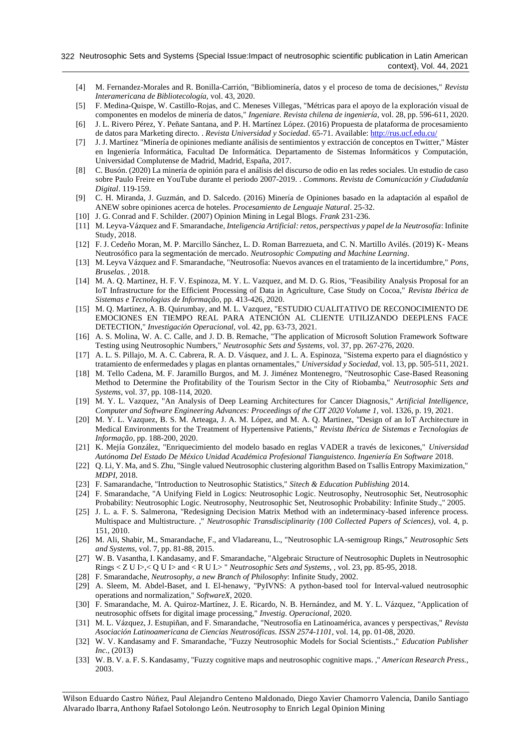[4] M. Fernandez-Morales and R. Bonilla-Carrión, "Bibliominería, datos y el proceso de toma de decisiones," *Revista Interamericana de Bibliotecología*, vol. 43, 2020.

[5] F. Medina-Quispe, W. Castillo-Rojas, and C. Meneses Villegas, "Métricas para el apoyo de la exploración visual de componentes en modelos de minería de datos," *Ingeniare. Revista chilena de ingeniería*, vol. 28, pp. 596-611, 2020.

[6] J. L. Rivero Pérez, Y. Peñate Santana, and P. H. Martínez López. (2016) Propuesta de plataforma de procesamiento de datos para Marketing directo. . *Revista Universidad y Sociedad*. 65-71. Available: http://rus.ucf.edu.cu/

[7] J. J. Martínez "Minería de opiniones mediante análisis de sentimientos y extracción de conceptos en Twitter," Máster en Ingeniería Informática, Facultad De Informática. Departamento de Sistemas Informáticos y Computación, Universidad Complutense de Madrid, Madrid, España, 2017.

[8] C. Busón. (2020) La minería de opinión para el análisis del discurso de odio en las redes sociales. Un estudio de caso sobre Paulo Freire en YouTube durante el periodo 2007-2019. . *Commons. Revista de Comunicación y Ciudadanía Digital*. 119-159.

[9] C. H. Miranda, J. Guzmán, and D. Salcedo. (2016) Minería de Opiniones basado en la adaptación al español de ANEW sobre opiniones acerca de hoteles. *Procesamiento de Lenguaje Natural*. 25-32.

[10] J. G. Conrad and F. Schilder. (2007) Opinion Mining in Legal Blogs. *Frank* 231-236.

[11] M. Leyva-Vázquez and F. Smarandache, *Inteligencia Artificial: retos, perspectivas y papel de la Neutrosofía*: Infinite Study, 2018.

[12] F. J. Cedeño Moran, M. P. Marcillo Sánchez, L. D. Roman Barrezueta, and C. N. Martillo Avilés. (2019) K- Means Neutrosófico para la segmentación de mercado. *Neutrosophic Computing and Machine Learning*.

[13] M. Leyva Vázquez and F. Smarandache, "Neutrosofía: Nuevos avances en el tratamiento de la incertidumbre," *Pons, Bruselas.* , 2018.

[14] M. A. Q. Martinez, H. F. V. Espinoza, M. Y. L. Vazquez, and M. D. G. Rios, "Feasibility Analysis Proposal for an IoT Infrastructure for the Efficient Processing of Data in Agriculture, Case Study on Cocoa," *Revista Ibérica de Sistemas e Tecnologias de Informação*, pp. 413-426, 2020.

[15] M. Q. Martinez, A. B. Quirumbay, and M. L. Vazquez, "ESTUDIO CUALITATIVO DE RECONOCIMIENTO DE EMOCIONES EN TIEMPO REAL PARA ATENCIÓN AL CLIENTE UTILIZANDO DEEPLENS FACE DETECTION," *Investigación Operacional*, vol. 42, pp. 63-73, 2021.

[16] A. S. Molina, W. A. C. Calle, and J. D. B. Remache, "The application of Microsoft Solution Framework Software Testing using Neutrosophic Numbers," *Neutrosophic Sets and Systems*, vol. 37, pp. 267-276, 2020.

[17] A. L. S. Pillajo, M. A. C. Cabrera, R. A. D. Vásquez, and J. L. A. Espinoza, "Sistema experto para el diagnóstico y tratamiento de enfermedades y plagas en plantas ornamentales," *Universidad y Sociedad*, vol. 13, pp. 505-511, 2021.

[18] M. Tello Cadena, M. F. Jaramillo Burgos, and M. J. Jiménez Montenegro, "Neutrosophic Case-Based Reasoning Method to Determine the Profitability of the Tourism Sector in the City of Riobamba," *Neutrosophic Sets and Systems*, vol. 37, pp. 108-114, 2020.

[19] M. Y. L. Vazquez, "An Analysis of Deep Learning Architectures for Cancer Diagnosis," *Artificial Intelligence, Computer and Software Engineering Advances: Proceedings of the CIT 2020 Volume 1*, vol. 1326, p. 19, 2021.

[20] M. Y. L. Vazquez, B. S. M. Arteaga, J. A. M. López, and M. A. Q. Martinez, "Design of an IoT Architecture in Medical Environments for the Treatment of Hypertensive Patients," *Revista Ibérica de Sistemas e Tecnologias de Informação*, pp. 188-200, 2020.

[21] K. Mejía González, "Enriquecimiento del modelo basado en reglas VADER a través de lexicones," *Universidad Autónoma Del Estado De México Unidad Académica Profesional Tianguistenco. Ingeniería En Software* 2018.

[22] Q. Li, Y. Ma, and S. Zhu, "Single valued Neutrosophic clustering algorithm Based on Tsallis Entropy Maximization," *MDPI*, 2018.

[23] F. Samarandache, "Introduction to Neutrosophic Statistics," *Sitech & Education Publishing* 2014.

[24] F. Smarandache, "A Unifying Field in Logics: Neutrosophic Logic. Neutrosophy, Neutrosophic Set, Neutrosophic Probability: Neutrosophic Logic. Neutrosophy, Neutrosophic Set, Neutrosophic Probability: Infinite Study.," 2005.

[25] J. L. a. F. S. Salmerona, "Redesigning Decision Matrix Method with an indeterminacy-based inference process. Multispace and Multistructure. ," *Neutrosophic Transdisciplinarity (100 Collected Papers of Sciences)*, vol. 4, p. 151, 2010.

[26] M. Ali, Shabir, M., Smarandache, F., and Vladareanu, L., "Neutrosophic LA-semigroup Rings," *Neutrosophic Sets and Systems*, vol. 7, pp. 81-88, 2015.

[27] W. B. Vasantha, I. Kandasamy, and F. Smarandache, "Algebraic Structure of Neutrosophic Duplets in Neutrosophic Rings < Z U I>,< Q U I> and < R U I.> " *Neutrosophic Sets and Systems*, , vol. 23, pp. 85-95, 2018.

[28] F. Smarandache, *Neutrosophy, a new Branch of Philosophy*: Infinite Study, 2002.

[29] A. Sleem, M. Abdel-Baset, and I. El-henawy, "PyIVNS: A python-based tool for Interval-valued neutrosophic operations and normalization," *SoftwareX*, 2020.

[30] F. Smarandache, M. A. Quiroz-Martínez, J. E. Ricardo, N. B. Hernández, and M. Y. L. Vázquez, "Application of neutrosophic offsets for digital image processing," *Investig. Operacional*, 2020.

[31] M. L. Vázquez, J. Estupiñan, and F. Smarandache, "Neutrosofía en Latinoamérica, avances y perspectivas," *Revista Asociación Latinoamericana de Ciencias Neutrosóficas. ISSN 2574-1101*, vol. 14, pp. 01-08, 2020.

[32] W. V. Kandasamy and F. Smarandache, "Fuzzy Neutrosophic Models for Social Scientists.," *Education Publisher Inc.*, (2013)

[33] W. B. V. a. F. S. Kandasamy, "Fuzzy cognitive maps and neutrosophic cognitive maps. ," *American Research Press.*, 2003.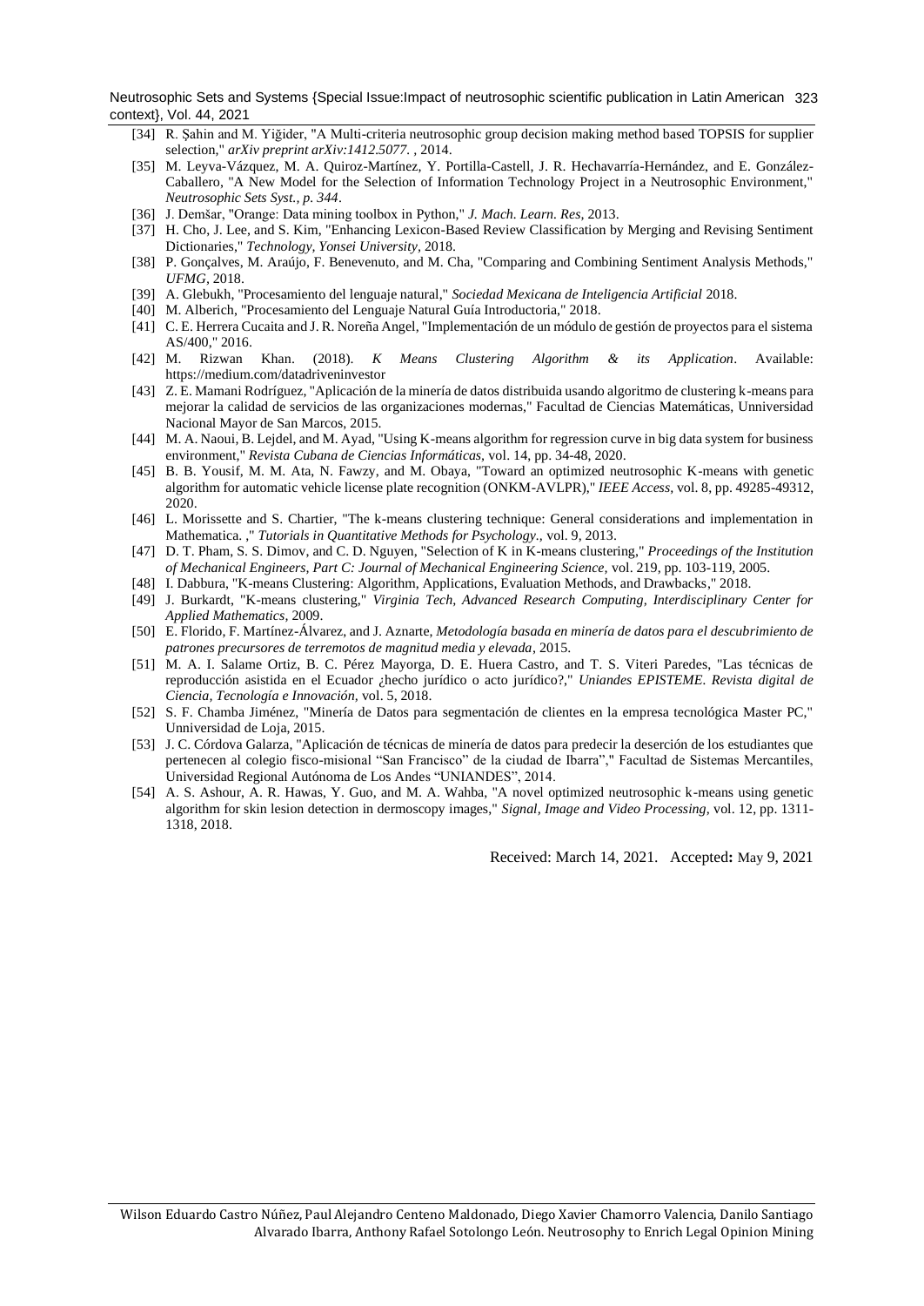[34] R. Şahin and M. Yiğider, "A Multi-criteria neutrosophic group decision making method based TOPSIS for supplier selection," *arXiv preprint arXiv:1412.5077.* , 2014.

[35] M. Leyva-Vázquez, M. A. Quiroz-Martínez, Y. Portilla-Castell, J. R. Hechavarría-Hernández, and E. González-Caballero, "A New Model for the Selection of Information Technology Project in a Neutrosophic Environment," *Neutrosophic Sets Syst., p. 344*.

[36] J. Demšar, "Orange: Data mining toolbox in Python," *J. Mach. Learn. Res*, 2013.

[37] H. Cho, J. Lee, and S. Kim, "Enhancing Lexicon-Based Review Classification by Merging and Revising Sentiment Dictionaries," *Technology, Yonsei University*, 2018.

[38] P. Gonçalves, M. Araújo, F. Benevenuto, and M. Cha, "Comparing and Combining Sentiment Analysis Methods," *UFMG*, 2018.

[39] A. Glebukh, "Procesamiento del lenguaje natural," *Sociedad Mexicana de Inteligencia Artificial* 2018.

[40] M. Alberich, "Procesamiento del Lenguaje Natural Guía Introductoria," 2018.

[41] C. E. Herrera Cucaita and J. R. Noreña Angel, "Implementación de un módulo de gestión de proyectos para el sistema AS/400," 2016.

[42] M. Rizwan Khan. (2018). *K Means Clustering Algorithm & its Application*. Available: https://medium.com/datadriveninvestor

[43] Z. E. Mamani Rodríguez, "Aplicación de la minería de datos distribuida usando algoritmo de clustering k-means para mejorar la calidad de servicios de las organizaciones modernas," Facultad de Ciencias Matemáticas, Unniversidad Nacional Mayor de San Marcos, 2015.

[44] M. A. Naoui, B. Lejdel, and M. Ayad, "Using K-means algorithm for regression curve in big data system for business environment," *Revista Cubana de Ciencias Informáticas,* vol. 14, pp. 34-48, 2020.

[45] B. B. Yousif, M. M. Ata, N. Fawzy, and M. Obaya, "Toward an optimized neutrosophic K-means with genetic algorithm for automatic vehicle license plate recognition (ONKM-AVLPR)," *IEEE Access,* vol. 8, pp. 49285-49312, 2020.

[46] L. Morissette and S. Chartier, "The k-means clustering technique: General considerations and implementation in Mathematica. ," *Tutorials in Quantitative Methods for Psychology.,* vol. 9, 2013.

[47] D. T. Pham, S. S. Dimov, and C. D. Nguyen, "Selection of K in K-means clustering," *Proceedings of the Institution of Mechanical Engineers, Part C: Journal of Mechanical Engineering Science,* vol. 219, pp. 103-119, 2005.

[48] I. Dabbura, "K-means Clustering: Algorithm, Applications, Evaluation Methods, and Drawbacks," 2018.

[49] J. Burkardt, "K-means clustering," *Virginia Tech, Advanced Research Computing, Interdisciplinary Center for Applied Mathematics,* 2009.

[50] E. Florido, F. Martínez-Álvarez, and J. Aznarte, *Metodología basada en minería de datos para el descubrimiento de patrones precursores de terremotos de magnitud media y elevada*, 2015.

[51] M. A. I. Salame Ortiz, B. C. Pérez Mayorga, D. E. Huera Castro, and T. S. Viteri Paredes, "Las técnicas de reproducción asistida en el Ecuador ¿hecho jurídico o acto jurídico?," *Uniandes EPISTEME. Revista digital de Ciencia, Tecnología e Innovación,* vol. 5, 2018.

[52] S. F. Chamba Jiménez, "Minería de Datos para segmentación de clientes en la empresa tecnológica Master PC," Unniversidad de Loja, 2015.

[53] J. C. Córdova Galarza, "Aplicación de técnicas de minería de datos para predecir la deserción de los estudiantes que pertenecen al colegio fisco-misional "San Francisco" de la ciudad de Ibarra"," Facultad de Sistemas Mercantiles, Universidad Regional Autónoma de Los Andes "UNIANDES", 2014.

[54] A. S. Ashour, A. R. Hawas, Y. Guo, and M. A. Wahba, "A novel optimized neutrosophic k-means using genetic algorithm for skin lesion detection in dermoscopy images," *Signal, Image and Video Processing,* vol. 12, pp. 1311-1318, 2018.

Received: March 14, 2021. Accepted**:** May 9, 2021